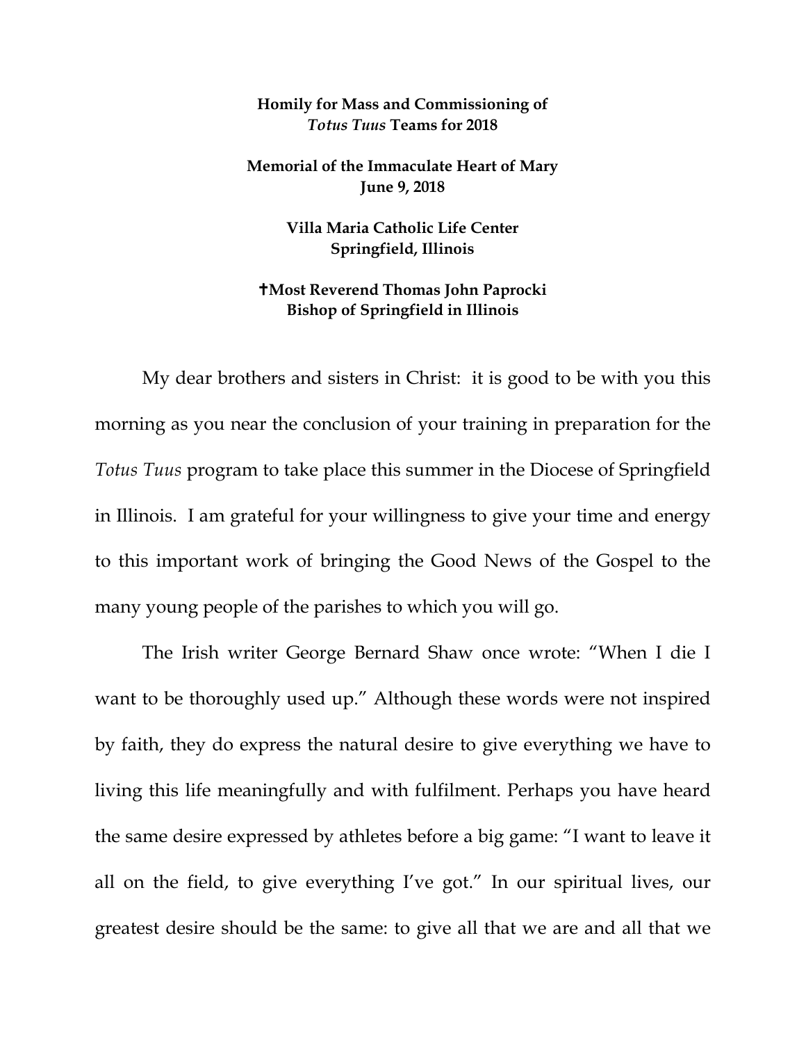**Homily for Mass and Commissioning of *Totus Tuus* Teams for 2018**

**Memorial of the Immaculate Heart of Mary**
**June 9, 2018**

**Villa Maria Catholic Life Center**
**Springfield, Illinois**

**✝Most Reverend Thomas John Paprocki**
**Bishop of Springfield in Illinois**

My dear brothers and sisters in Christ: it is good to be with you this morning as you near the conclusion of your training in preparation for the *Totus Tuus* program to take place this summer in the Diocese of Springfield in Illinois. I am grateful for your willingness to give your time and energy to this important work of bringing the Good News of the Gospel to the many young people of the parishes to which you will go.

The Irish writer George Bernard Shaw once wrote: "When I die I want to be thoroughly used up." Although these words were not inspired by faith, they do express the natural desire to give everything we have to living this life meaningfully and with fulfilment. Perhaps you have heard the same desire expressed by athletes before a big game: "I want to leave it all on the field, to give everything I've got." In our spiritual lives, our greatest desire should be the same: to give all that we are and all that we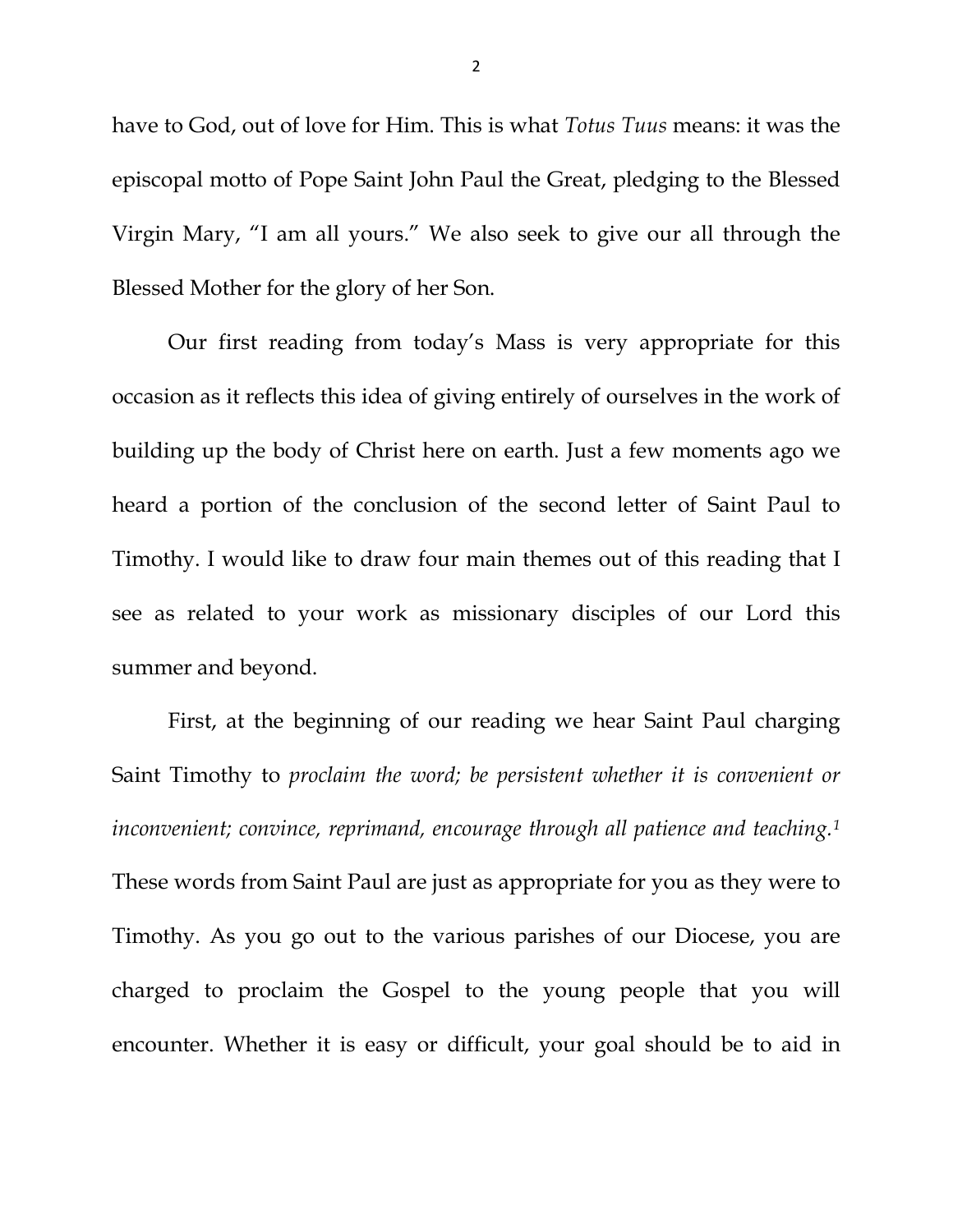have to God, out of love for Him. This is what *Totus Tuus* means: it was the episcopal motto of Pope Saint John Paul the Great, pledging to the Blessed Virgin Mary, "I am all yours." We also seek to give our all through the Blessed Mother for the glory of her Son.

Our first reading from today's Mass is very appropriate for this occasion as it reflects this idea of giving entirely of ourselves in the work of building up the body of Christ here on earth. Just a few moments ago we heard a portion of the conclusion of the second letter of Saint Paul to Timothy. I would like to draw four main themes out of this reading that I see as related to your work as missionary disciples of our Lord this summer and beyond.

First, at the beginning of our reading we hear Saint Paul charging Saint Timothy to *proclaim the word; be persistent whether it is convenient or inconvenient; convince, reprimand, encourage through all patience and teaching.*[1] These words from Saint Paul are just as appropriate for you as they were to Timothy. As you go out to the various parishes of our Diocese, you are charged to proclaim the Gospel to the young people that you will encounter. Whether it is easy or difficult, your goal should be to aid in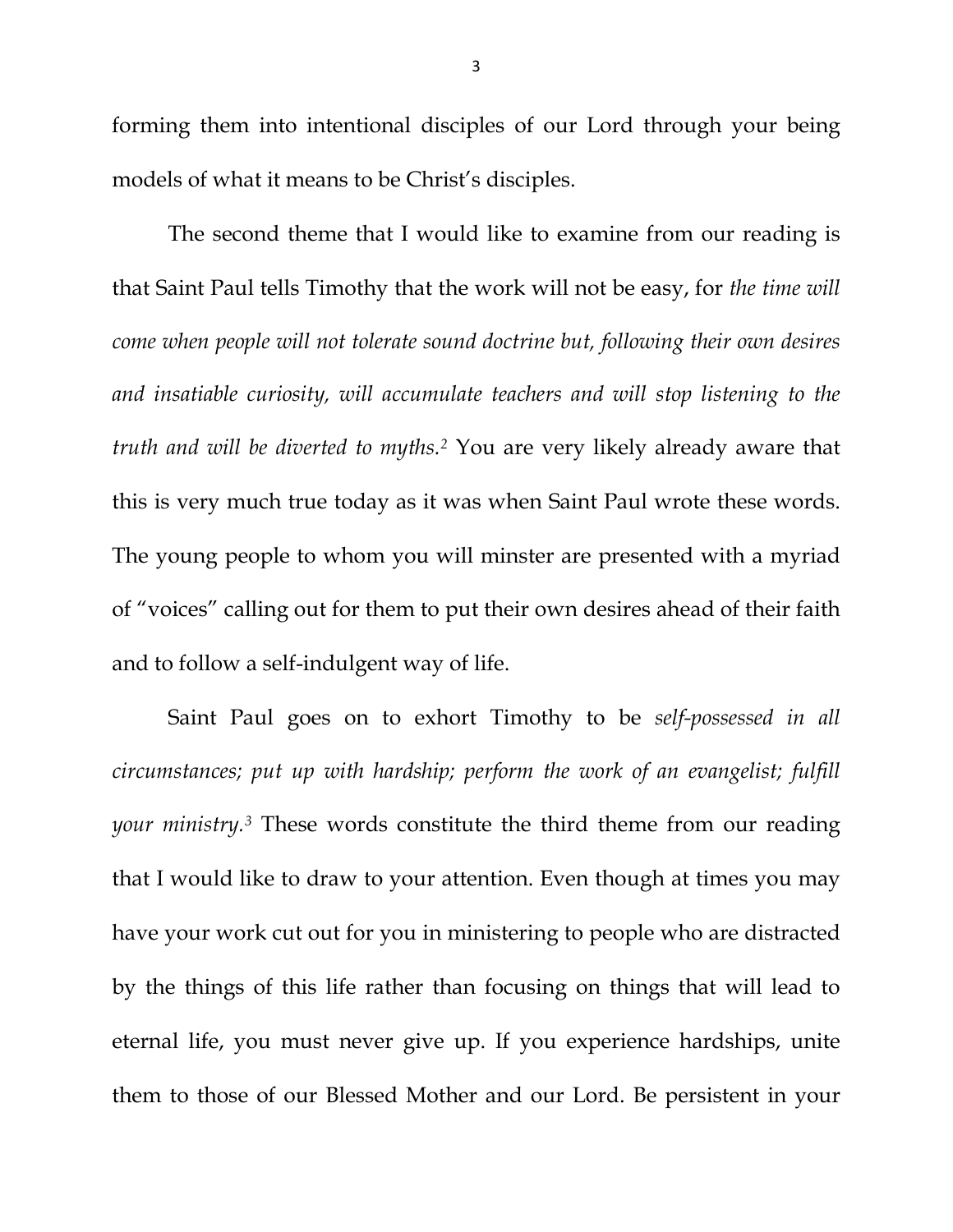forming them into intentional disciples of our Lord through your being models of what it means to be Christ's disciples.

The second theme that I would like to examine from our reading is that Saint Paul tells Timothy that the work will not be easy, for *the time will come when people will not tolerate sound doctrine but, following their own desires and insatiable curiosity, will accumulate teachers and will stop listening to the truth and will be diverted to myths.*[2] You are very likely already aware that this is very much true today as it was when Saint Paul wrote these words. The young people to whom you will minster are presented with a myriad of "voices" calling out for them to put their own desires ahead of their faith and to follow a self-indulgent way of life.

Saint Paul goes on to exhort Timothy to be *self-possessed in all circumstances; put up with hardship; perform the work of an evangelist; fulfill your ministry.*[3] These words constitute the third theme from our reading that I would like to draw to your attention. Even though at times you may have your work cut out for you in ministering to people who are distracted by the things of this life rather than focusing on things that will lead to eternal life, you must never give up. If you experience hardships, unite them to those of our Blessed Mother and our Lord. Be persistent in your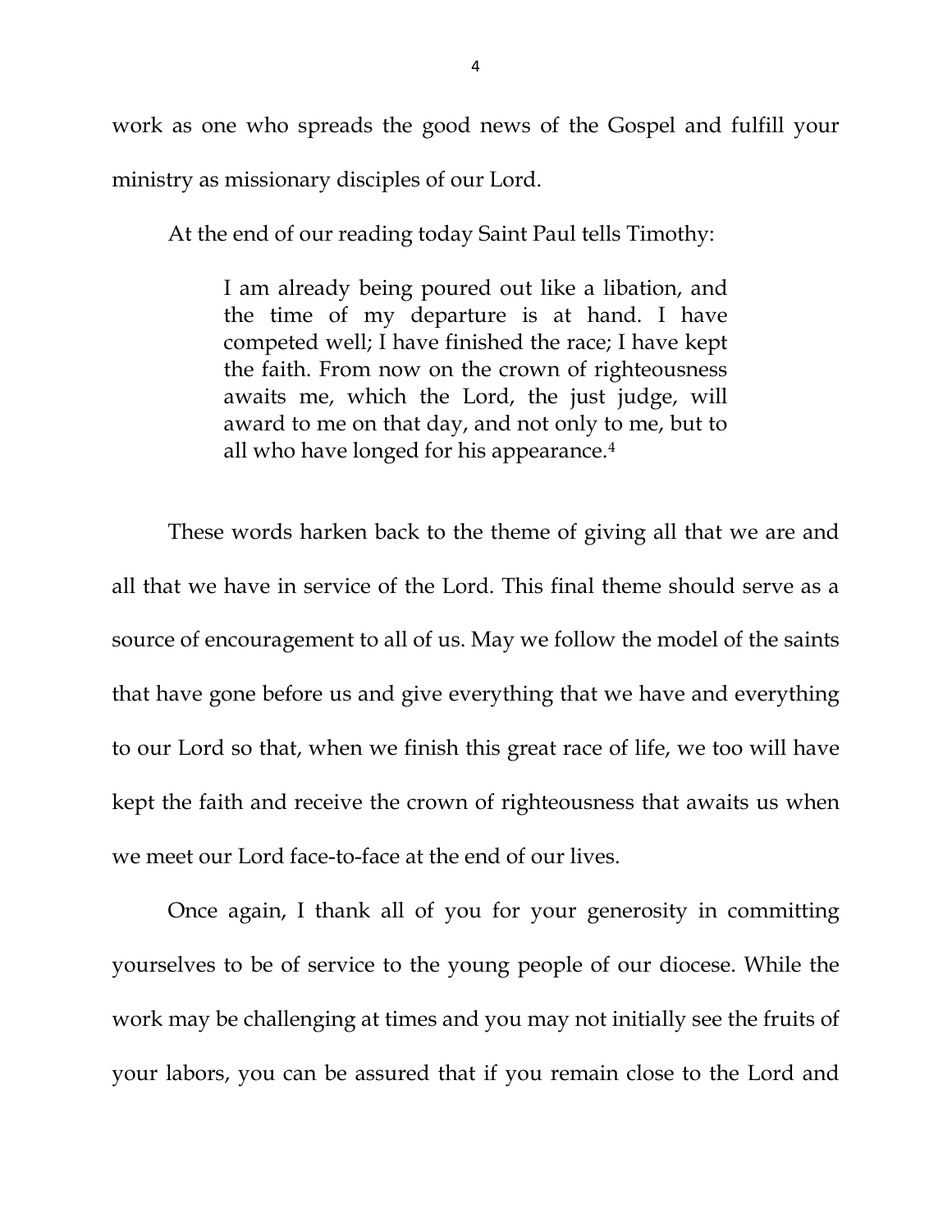work as one who spreads the good news of the Gospel and fulfill your ministry as missionary disciples of our Lord.

At the end of our reading today Saint Paul tells Timothy:

> I am already being poured out like a libation, and the time of my departure is at hand. I have competed well; I have finished the race; I have kept the faith. From now on the crown of righteousness awaits me, which the Lord, the just judge, will award to me on that day, and not only to me, but to all who have longed for his appearance.[4]

These words harken back to the theme of giving all that we are and all that we have in service of the Lord. This final theme should serve as a source of encouragement to all of us. May we follow the model of the saints that have gone before us and give everything that we have and everything to our Lord so that, when we finish this great race of life, we too will have kept the faith and receive the crown of righteousness that awaits us when we meet our Lord face-to-face at the end of our lives.

Once again, I thank all of you for your generosity in committing yourselves to be of service to the young people of our diocese. While the work may be challenging at times and you may not initially see the fruits of your labors, you can be assured that if you remain close to the Lord and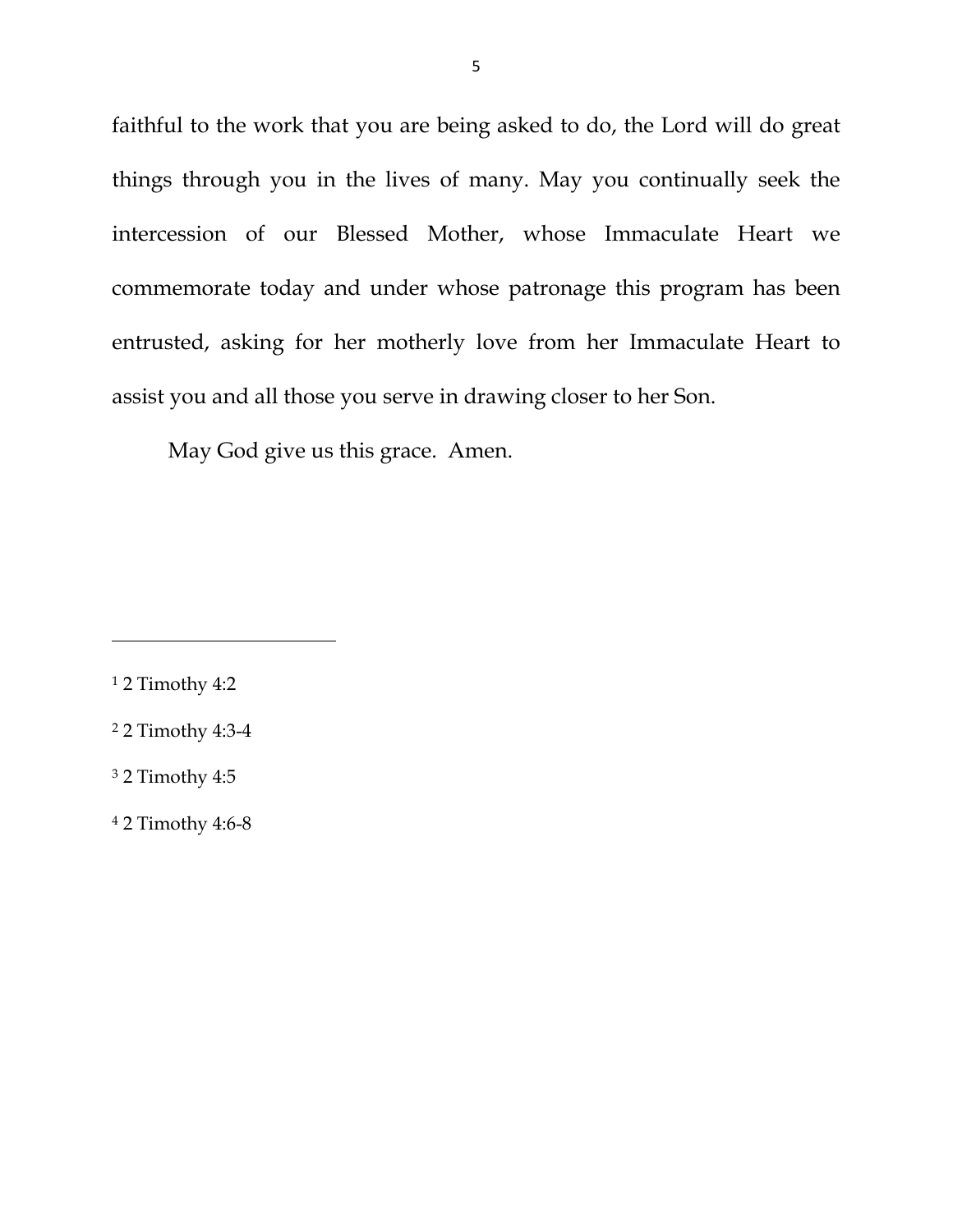faithful to the work that you are being asked to do, the Lord will do great things through you in the lives of many. May you continually seek the intercession of our Blessed Mother, whose Immaculate Heart we commemorate today and under whose patronage this program has been entrusted, asking for her motherly love from her Immaculate Heart to assist you and all those you serve in drawing closer to her Son.

May God give us this grace. Amen.

---

[1] 2 Timothy 4:2

[2] 2 Timothy 4:3-4

[3] 2 Timothy 4:5

[4] 2 Timothy 4:6-8